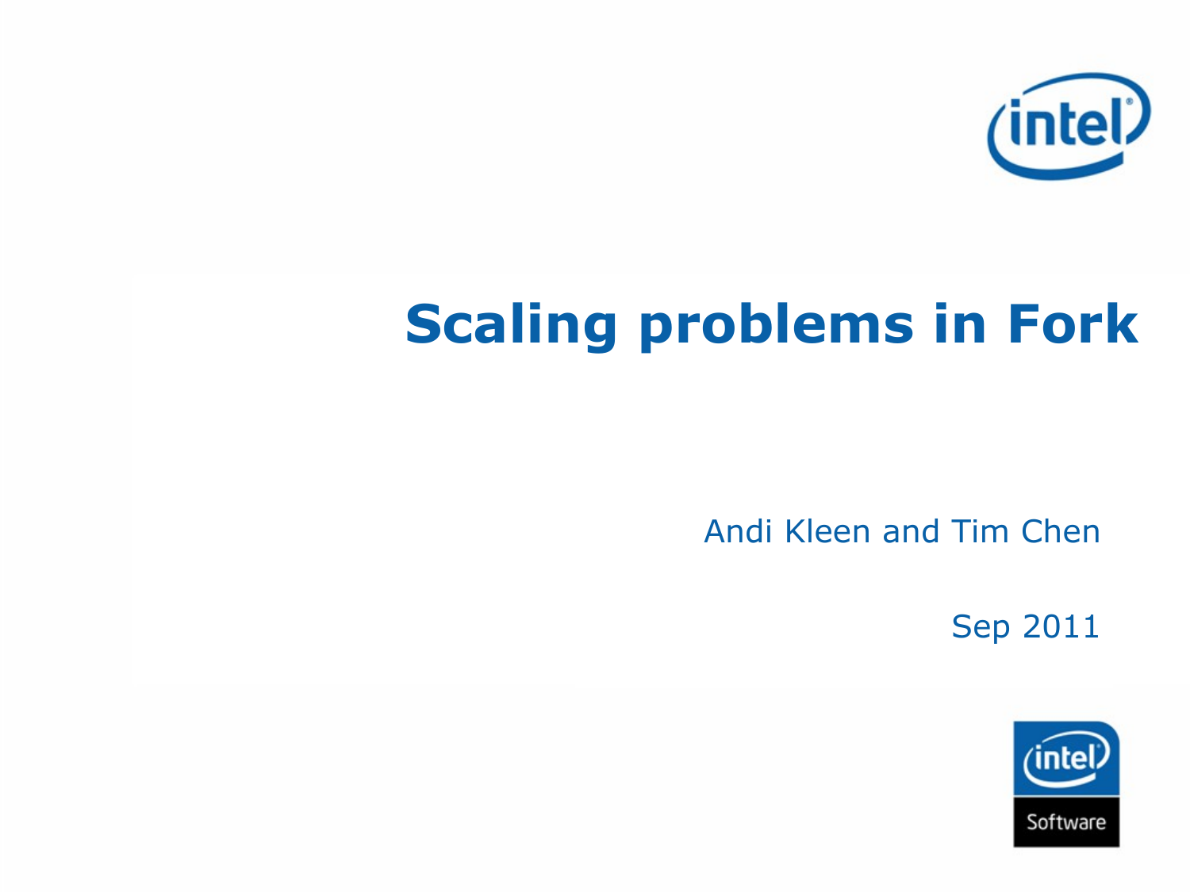# Scaling problems in Fork

Andi Kleen and Tim Chen

Sep 2011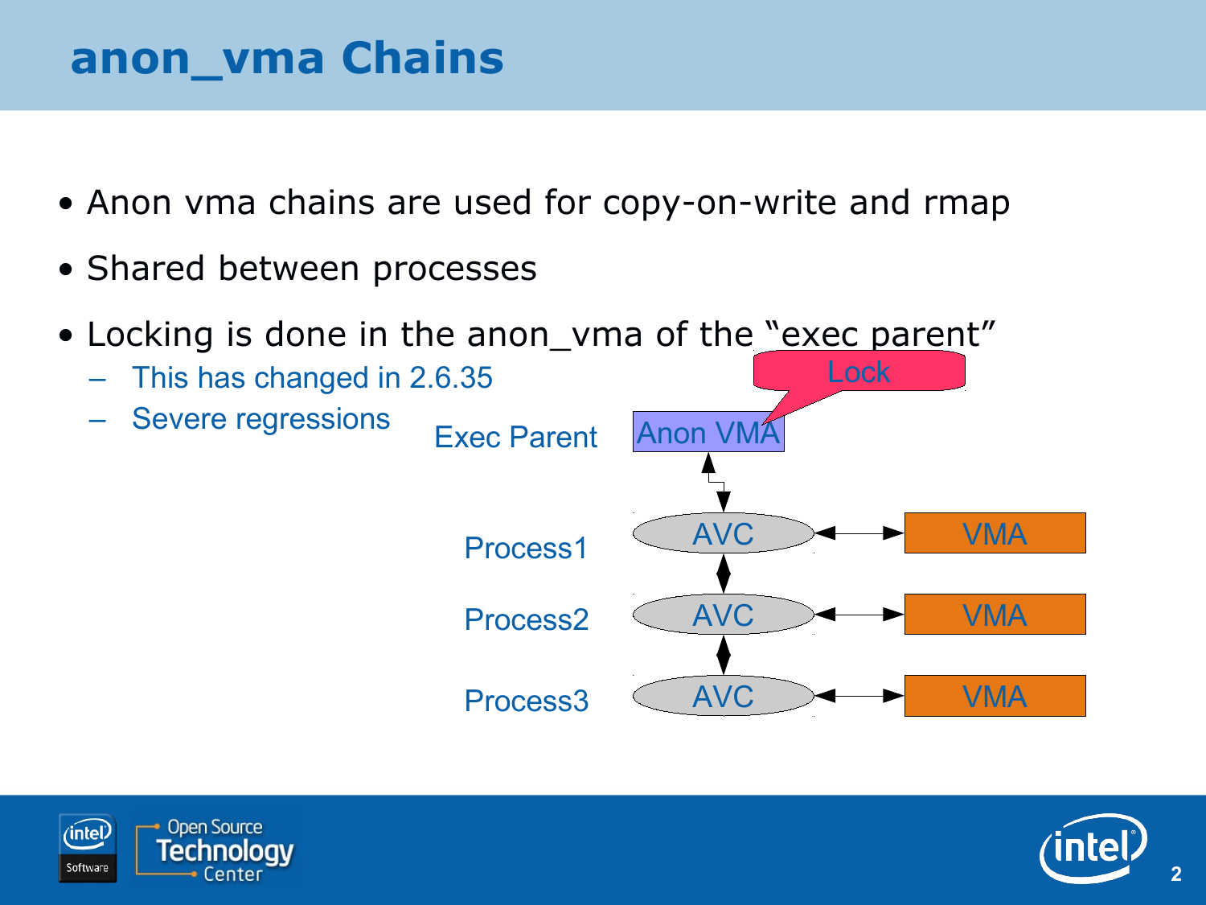# anon_vma Chains

- Anon vma chains are used for copy-on-write and rmap
- Shared between processes
- Locking is done in the anon_vma of the "exec parent"
  - This has changed in 2.6.35
  - Severe regressions

Lock

Exec Parent — Anon VMA

Process1 — AVC — VMA

Process2 — AVC — VMA

Process3 — AVC — VMA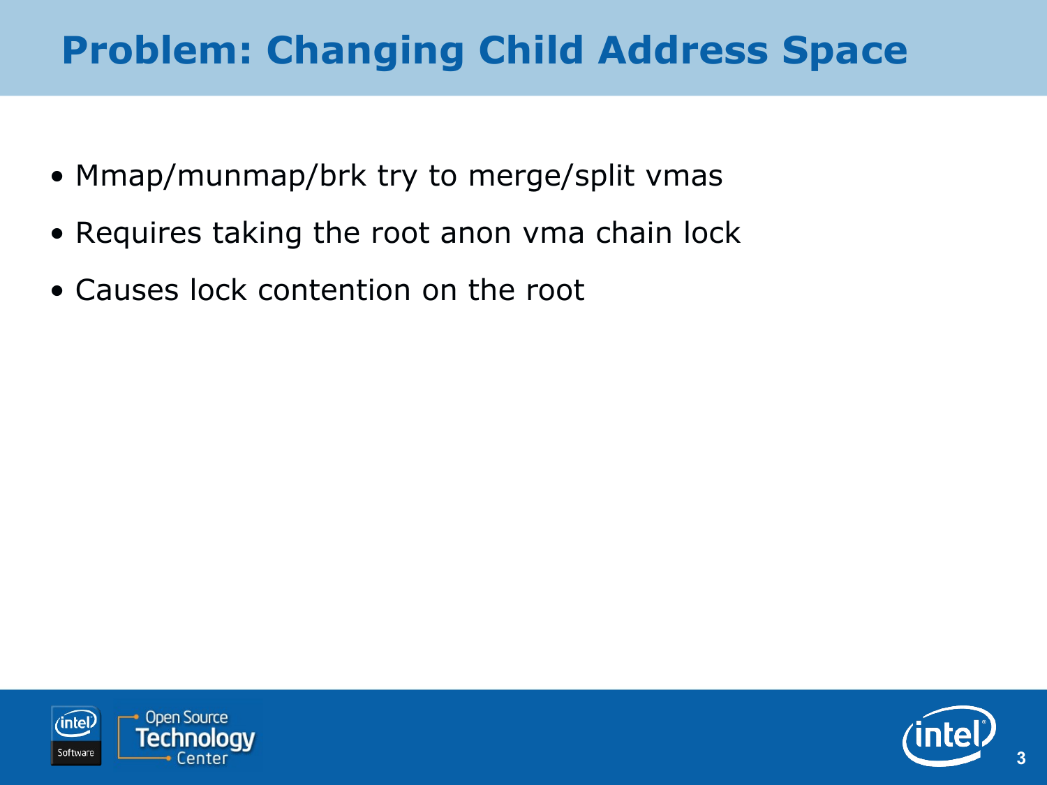# Problem: Changing Child Address Space

- Mmap/munmap/brk try to merge/split vmas
- Requires taking the root anon vma chain lock
- Causes lock contention on the root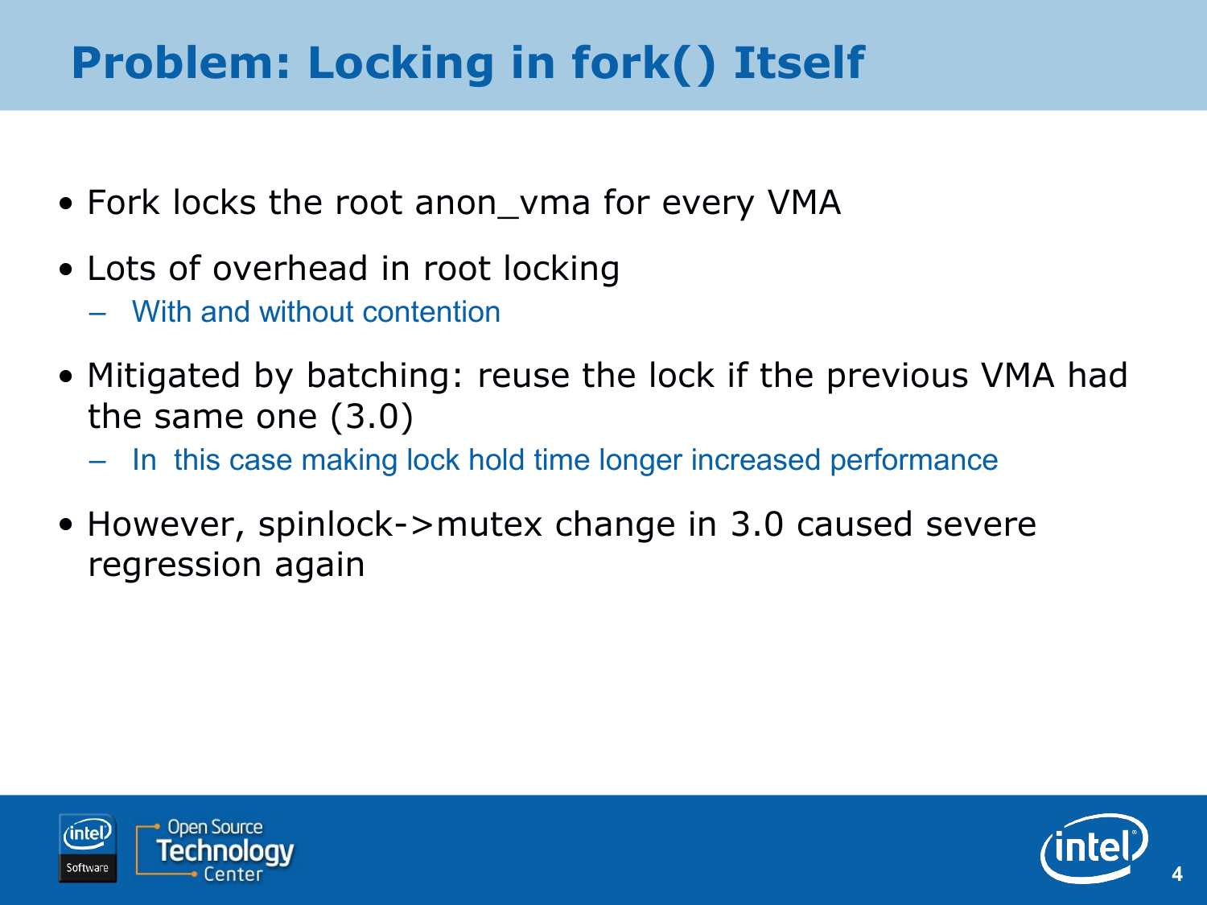# Problem: Locking in fork() Itself

- Fork locks the root anon_vma for every VMA
- Lots of overhead in root locking
  - With and without contention
- Mitigated by batching: reuse the lock if the previous VMA had the same one (3.0)
  - In this case making lock hold time longer increased performance
- However, spinlock->mutex change in 3.0 caused severe regression again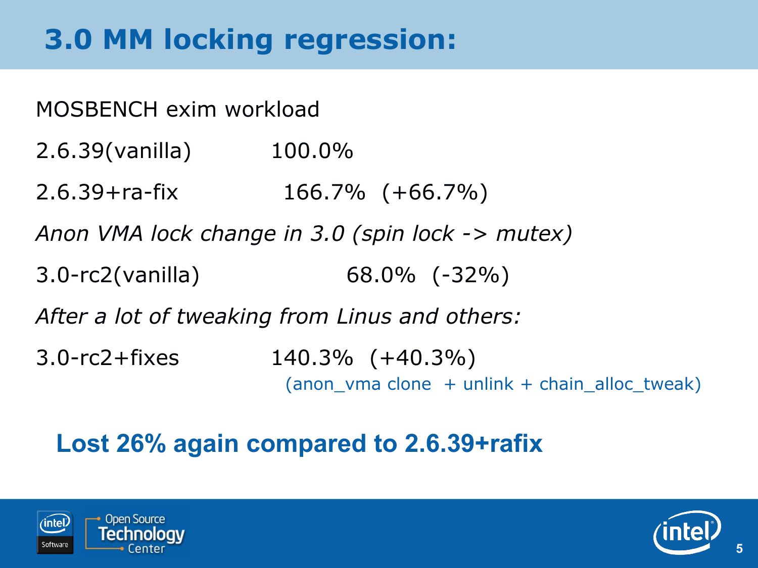# 3.0 MM locking regression:

MOSBENCH exim workload

2.6.39(vanilla) 100.0%

2.6.39+ra-fix 166.7% (+66.7%)

*Anon VMA lock change in 3.0 (spin lock -> mutex)*

3.0-rc2(vanilla) 68.0% (-32%)

*After a lot of tweaking from Linus and others:*

3.0-rc2+fixes 140.3% (+40.3%)

(anon_vma clone + unlink + chain_alloc_tweak)

**Lost 26% again compared to 2.6.39+rafix**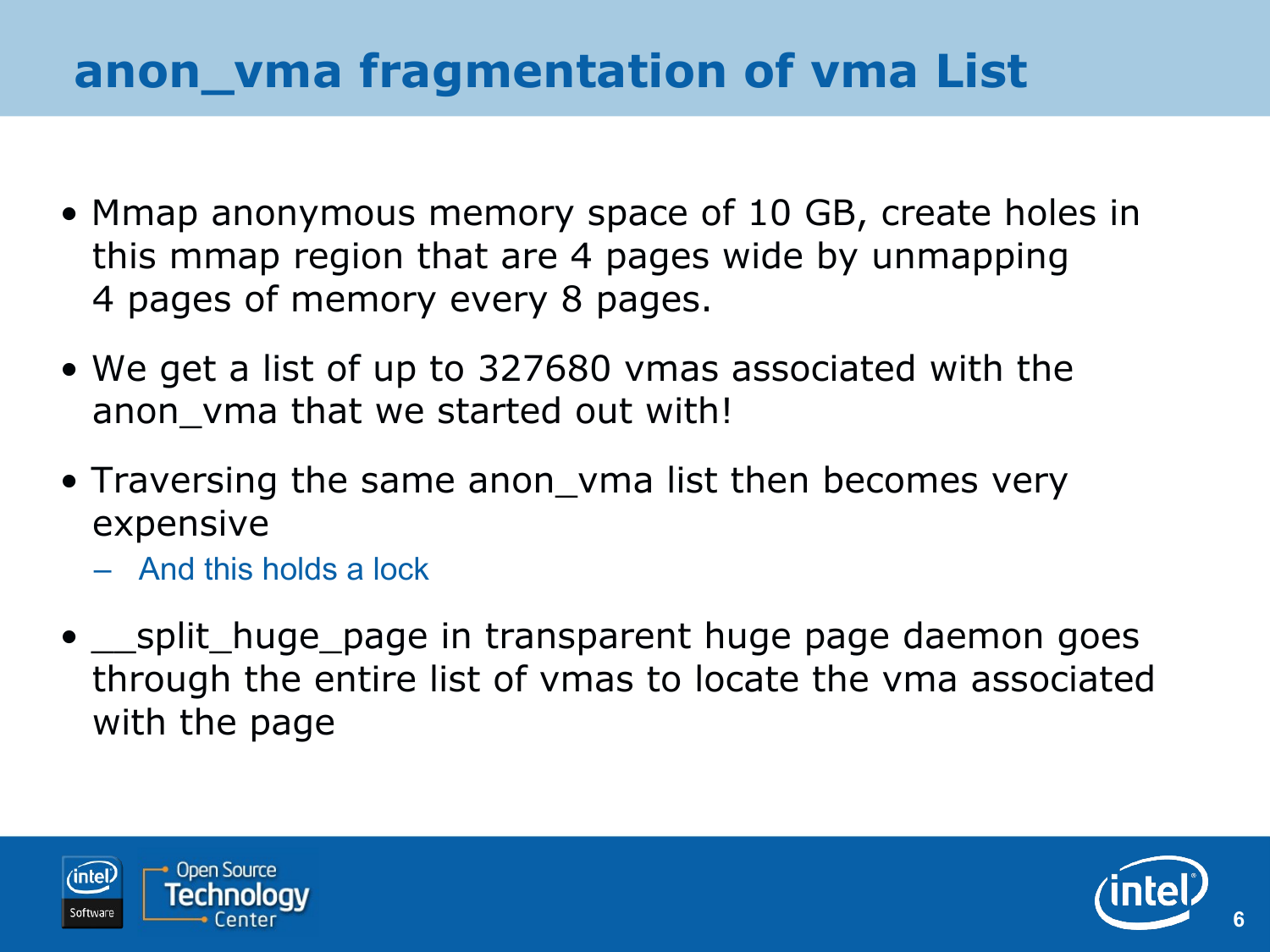# anon_vma fragmentation of vma List

- Mmap anonymous memory space of 10 GB, create holes in this mmap region that are 4 pages wide by unmapping 4 pages of memory every 8 pages.
- We get a list of up to 327680 vmas associated with the anon_vma that we started out with!
- Traversing the same anon_vma list then becomes very expensive
  - And this holds a lock
- __split_huge_page in transparent huge page daemon goes through the entire list of vmas to locate the vma associated with the page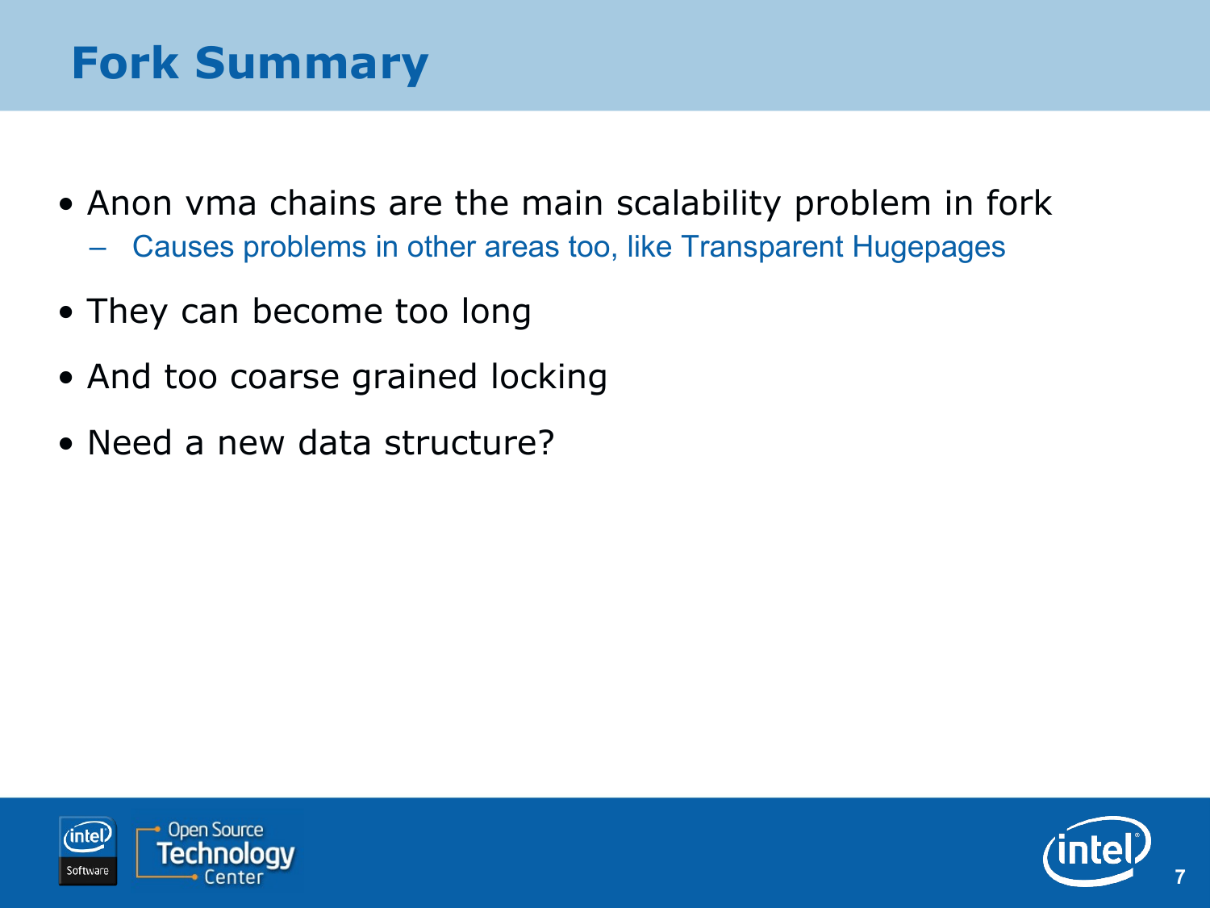# Fork Summary

- Anon vma chains are the main scalability problem in fork
  - Causes problems in other areas too, like Transparent Hugepages
- They can become too long
- And too coarse grained locking
- Need a new data structure?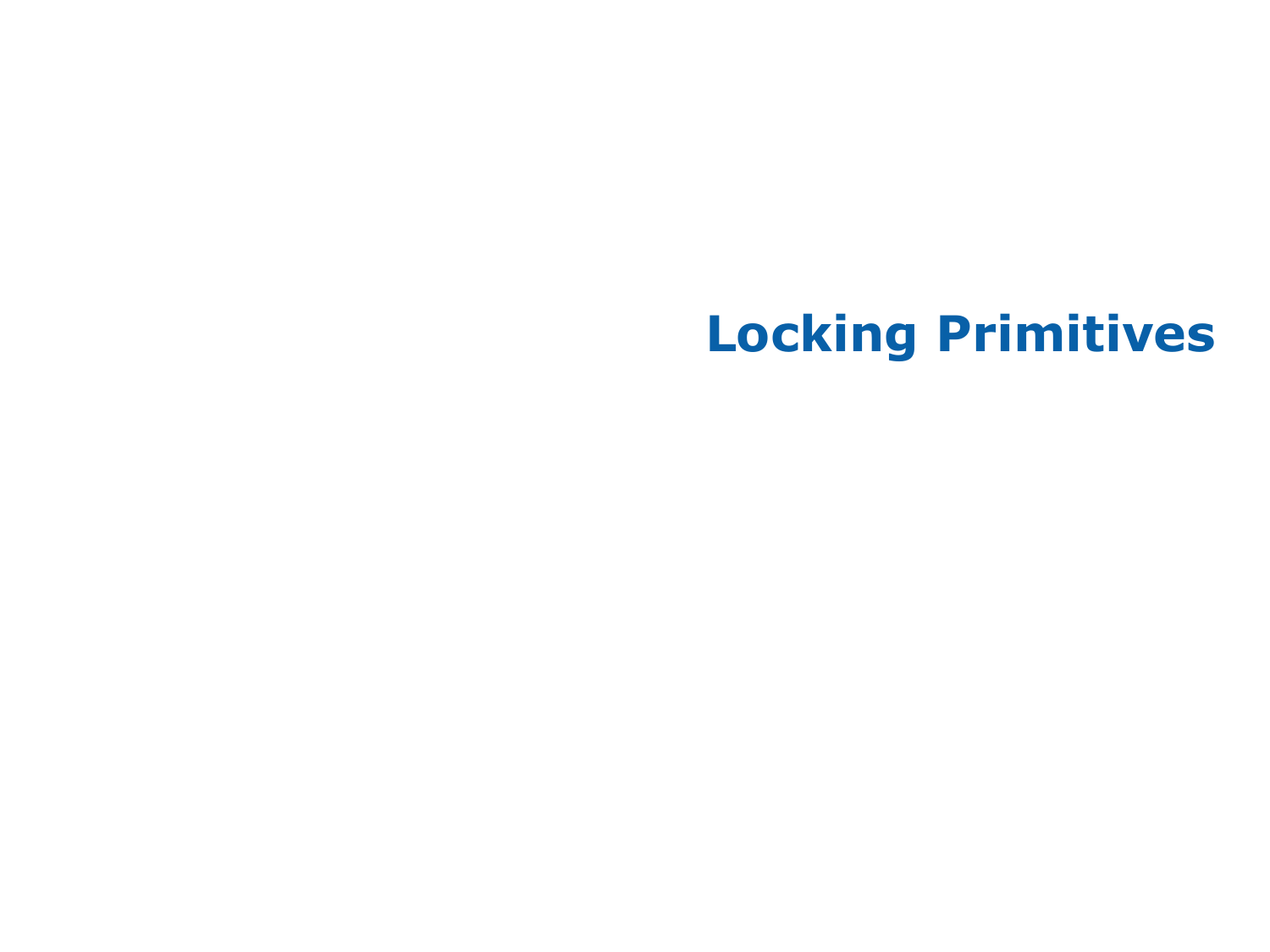# Locking Primitives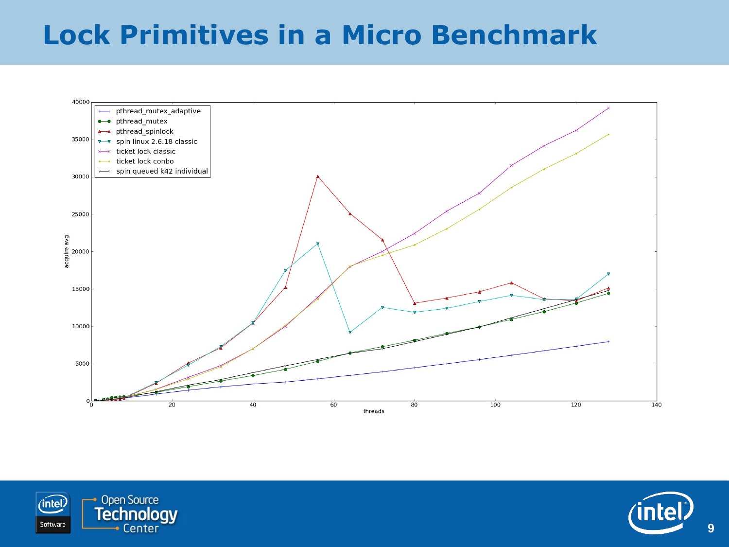# Lock Primitives in a Micro Benchmark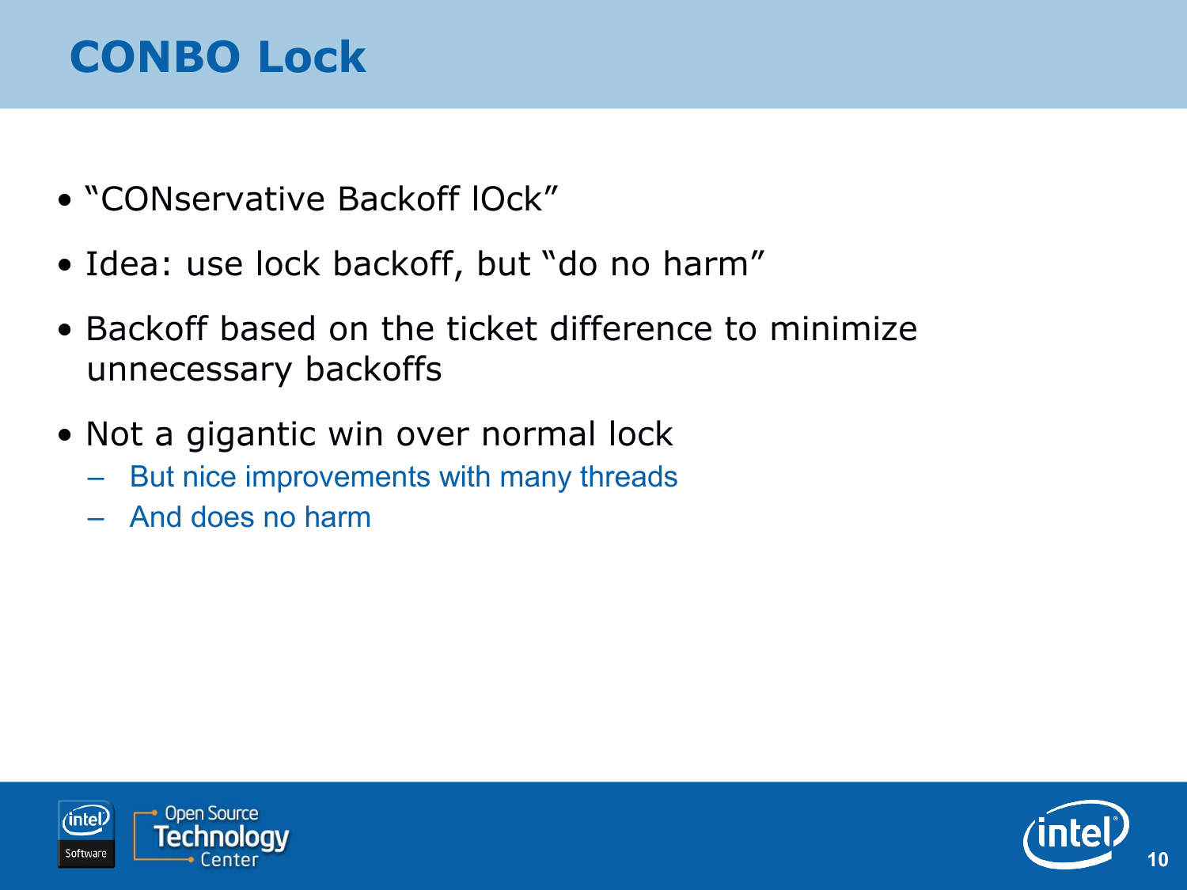# CONBO Lock

- "CONservative Backoff lOck"
- Idea: use lock backoff, but "do no harm"
- Backoff based on the ticket difference to minimize unnecessary backoffs
- Not a gigantic win over normal lock
  - But nice improvements with many threads
  - And does no harm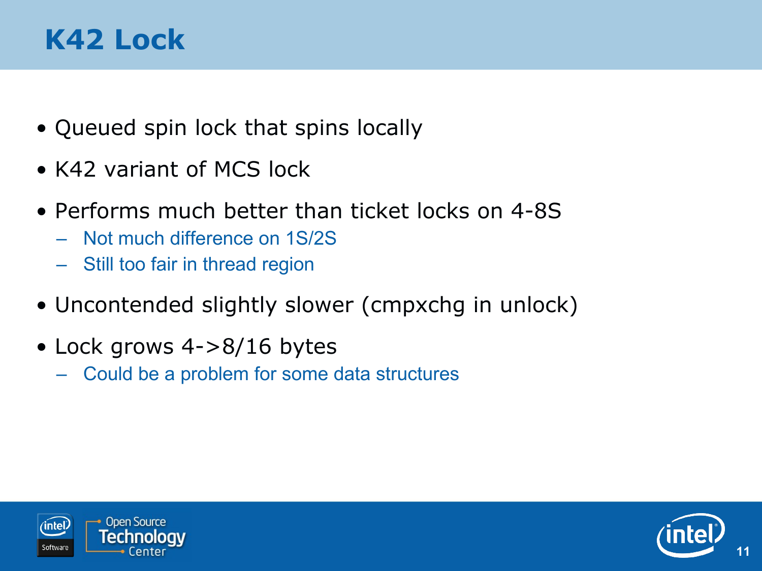# K42 Lock

- Queued spin lock that spins locally
- K42 variant of MCS lock
- Performs much better than ticket locks on 4-8S
  - Not much difference on 1S/2S
  - Still too fair in thread region
- Uncontended slightly slower (cmpxchg in unlock)
- Lock grows 4->8/16 bytes
  - Could be a problem for some data structures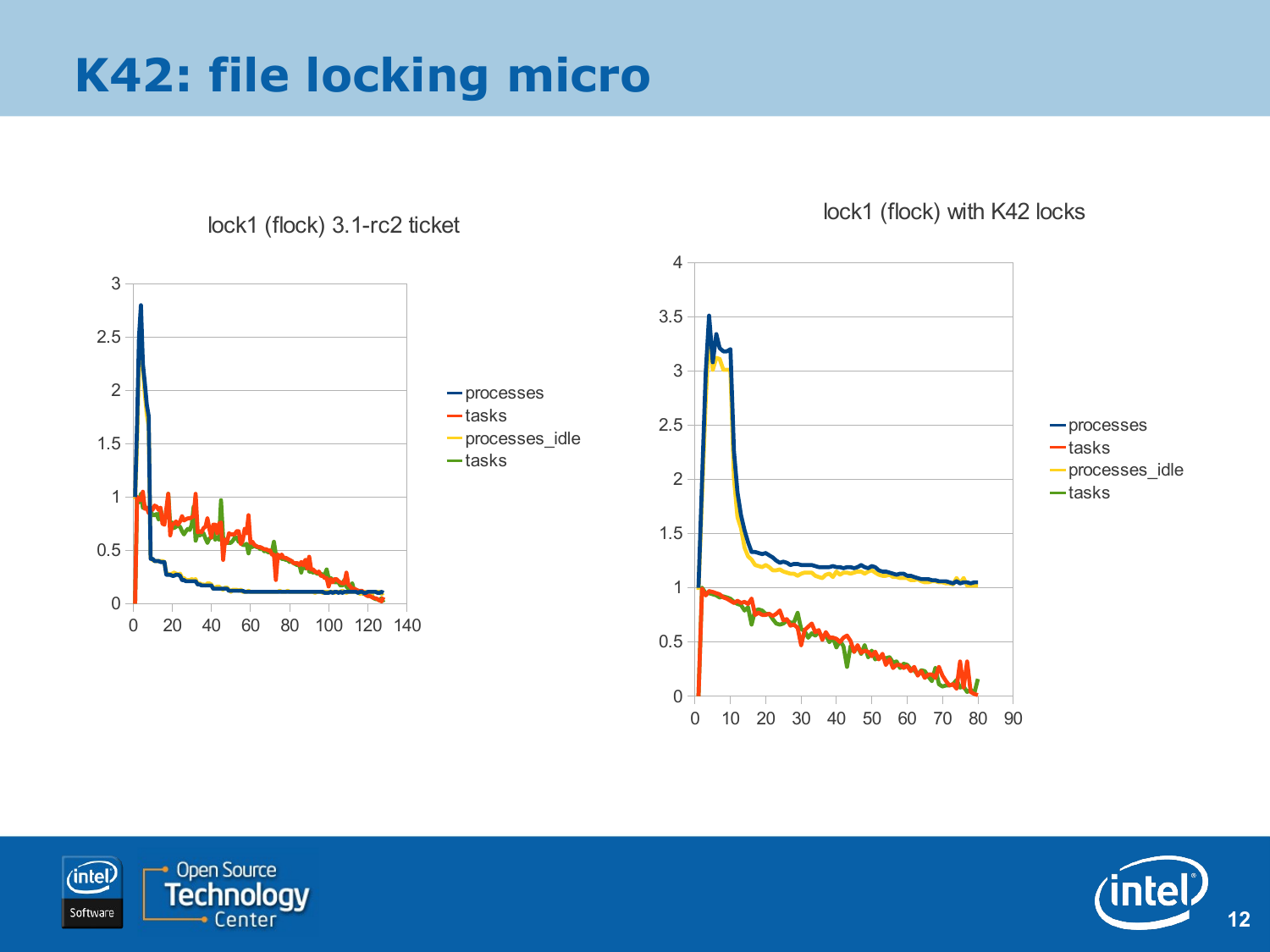# K42: file locking micro

lock1 (flock) 3.1-rc2 ticket

- processes
- tasks
- processes_idle
- tasks

lock1 (flock) with K42 locks

- processes
- tasks
- processes_idle
- tasks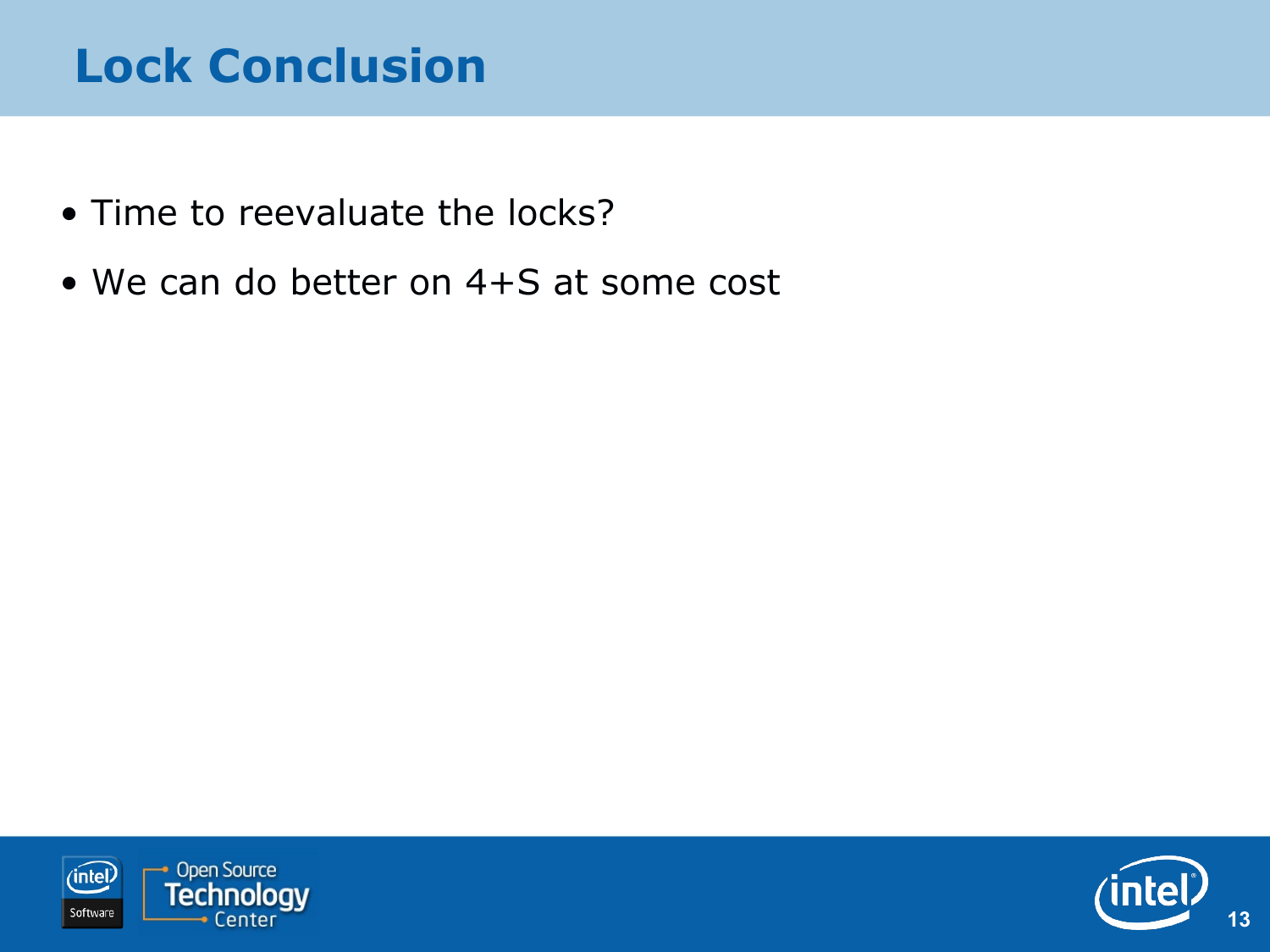# Lock Conclusion

- Time to reevaluate the locks?
- We can do better on 4+S at some cost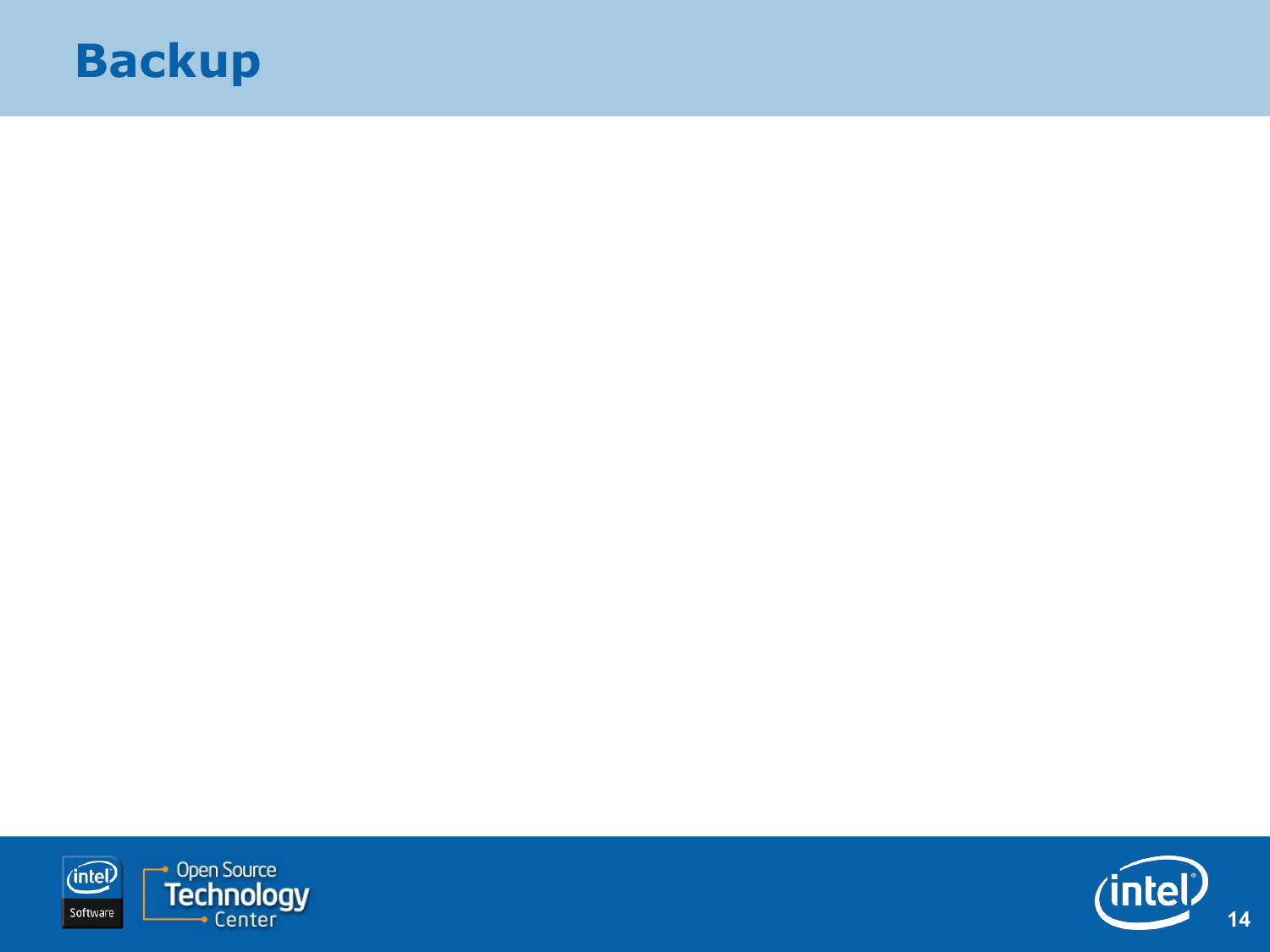# Backup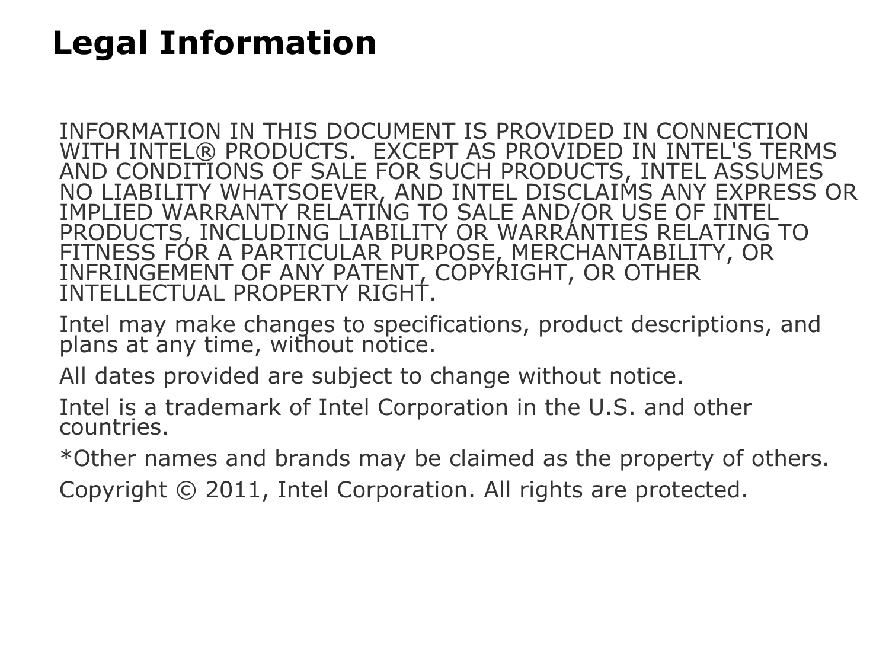# Legal Information

INFORMATION IN THIS DOCUMENT IS PROVIDED IN CONNECTION WITH INTEL® PRODUCTS. EXCEPT AS PROVIDED IN INTEL'S TERMS AND CONDITIONS OF SALE FOR SUCH PRODUCTS, INTEL ASSUMES NO LIABILITY WHATSOEVER, AND INTEL DISCLAIMS ANY EXPRESS OR IMPLIED WARRANTY RELATING TO SALE AND/OR USE OF INTEL PRODUCTS, INCLUDING LIABILITY OR WARRANTIES RELATING TO FITNESS FOR A PARTICULAR PURPOSE, MERCHANTABILITY, OR INFRINGEMENT OF ANY PATENT, COPYRIGHT, OR OTHER INTELLECTUAL PROPERTY RIGHT.

Intel may make changes to specifications, product descriptions, and plans at any time, without notice.

All dates provided are subject to change without notice.

Intel is a trademark of Intel Corporation in the U.S. and other countries.

*Other names and brands may be claimed as the property of others.

Copyright © 2011, Intel Corporation. All rights are protected.